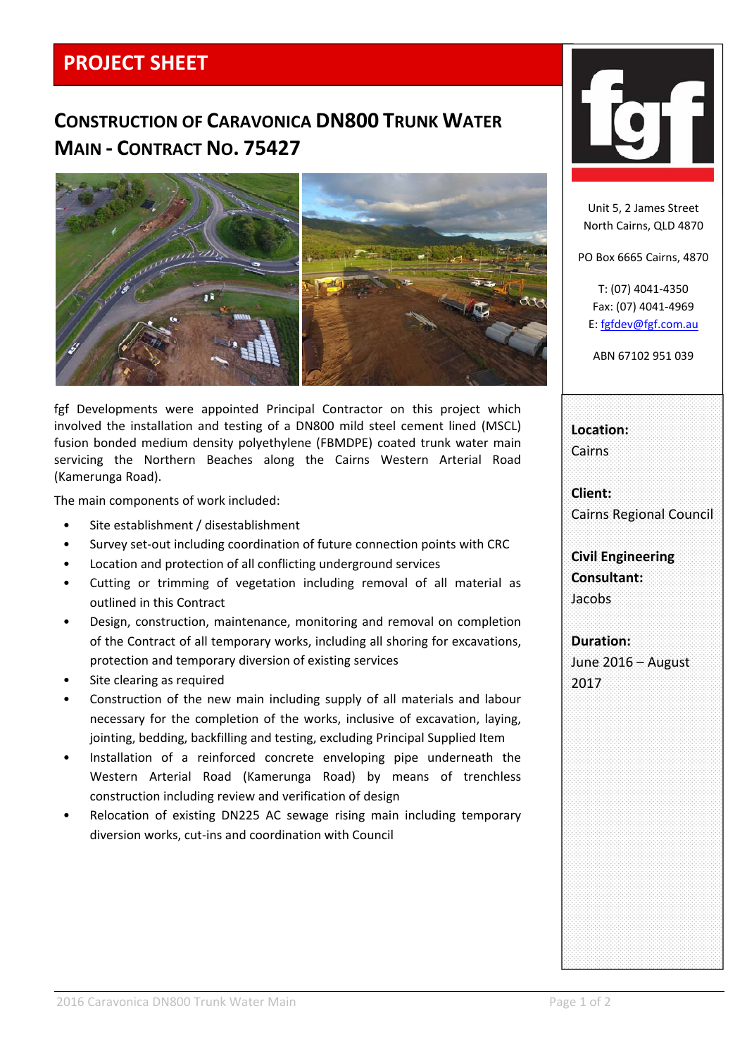# PROJECT SHEET

## CONSTRUCTION OF CARAVONICA DN800 TRUNK WATER MAIN - CONTRACT NO. 75427

fgf Developments were appointed Principal Contractor on this project which involved the installation and testing of a DN800 mild steel cement lined (MSCL) fusion bonded medium density polyethylene (FBMDPE) coated trunk water main servicing the Northern Beaches along the Cairns Western Arterial Road (Kamerunga Road).

The main components of work included:

- Site establishment / disestablishment
- Survey set-out including coordination of future connection points with CRC
- Location and protection of all conflicting underground services
- Cutting or trimming of vegetation including removal of all material as outlined in this Contract
- Design, construction, maintenance, monitoring and removal on completion of the Contract of all temporary works, including all shoring for excavations, protection and temporary diversion of existing services
- Site clearing as required
- Construction of the new main including supply of all materials and labour necessary for the completion of the works, inclusive of excavation, laying, jointing, bedding, backfilling and testing, excluding Principal Supplied Item
- Installation of a reinforced concrete enveloping pipe underneath the Western Arterial Road (Kamerunga Road) by means of trenchless construction including review and verification of design
- Relocation of existing DN225 AC sewage rising main including temporary diversion works, cut-ins and coordination with Council

fgf

Unit 5, 2 James Street
North Cairns, QLD 4870

PO Box 6665 Cairns, 4870

T: (07) 4041-4350
Fax: (07) 4041-4969
E: fgfdev@fgf.com.au

ABN 67102 951 039

**Location:**
Cairns

**Client:**
Cairns Regional Council

**Civil Engineering Consultant:**
Jacobs

**Duration:**
June 2016 – August 2017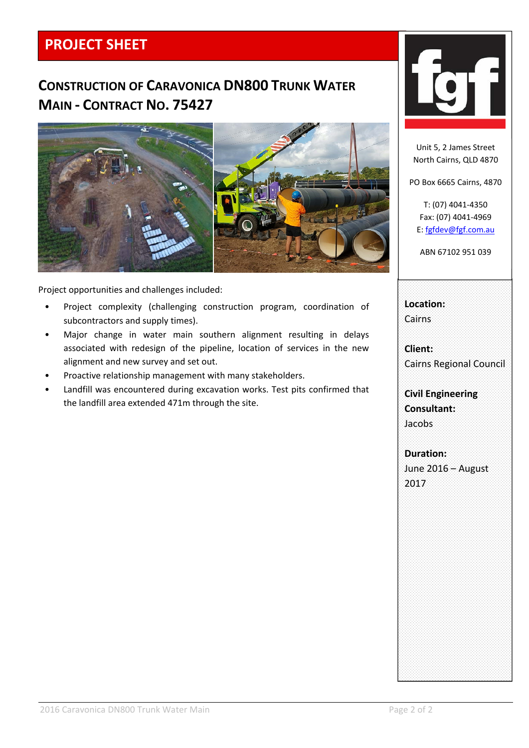# PROJECT SHEET

## CONSTRUCTION OF CARAVONICA DN800 TRUNK WATER MAIN - CONTRACT NO. 75427

Project opportunities and challenges included:

- Project complexity (challenging construction program, coordination of subcontractors and supply times).
- Major change in water main southern alignment resulting in delays associated with redesign of the pipeline, location of services in the new alignment and new survey and set out.
- Proactive relationship management with many stakeholders.
- Landfill was encountered during excavation works. Test pits confirmed that the landfill area extended 471m through the site.

fgf

Unit 5, 2 James Street
North Cairns, QLD 4870

PO Box 6665 Cairns, 4870

T: (07) 4041-4350
Fax: (07) 4041-4969
E: fgfdev@fgf.com.au

ABN 67102 951 039

**Location:**
Cairns

**Client:**
Cairns Regional Council

**Civil Engineering Consultant:**
Jacobs

**Duration:**
June 2016 – August 2017